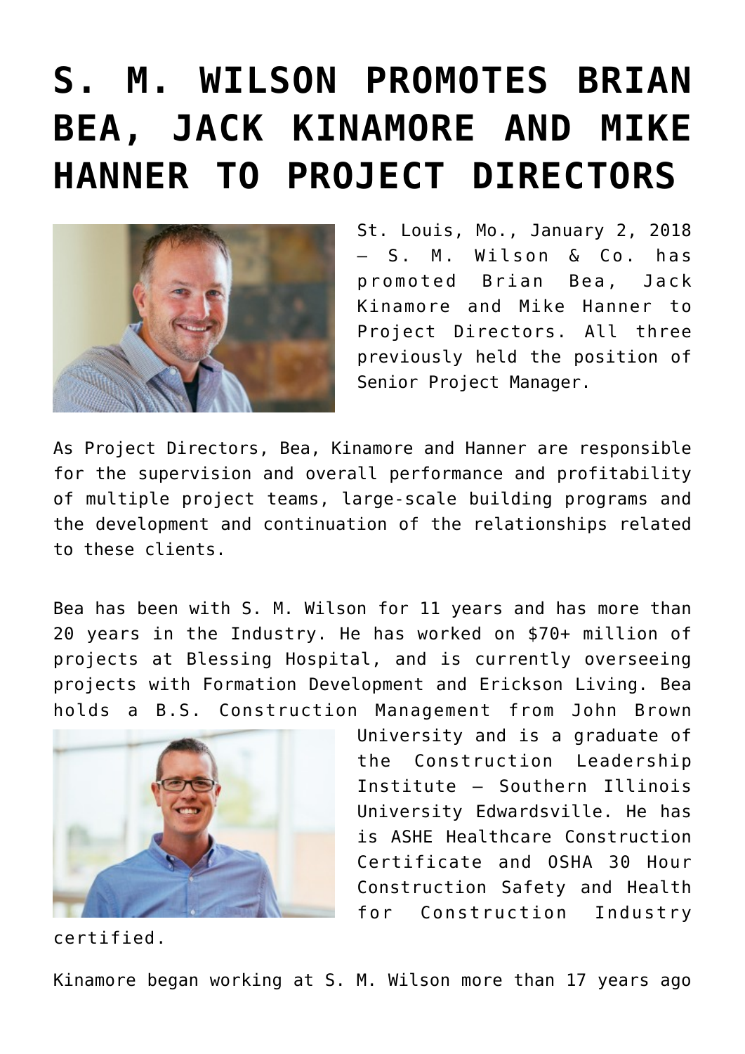# S. M. WILSON PROMOTES BRIAN BEA, JACK KINAMORE AND MIKE HANNER TO PROJECT DIRECTORS

St. Louis, Mo., January 2, 2018 – S. M. Wilson & Co. has promoted Brian Bea, Jack Kinamore and Mike Hanner to Project Directors. All three previously held the position of Senior Project Manager.

As Project Directors, Bea, Kinamore and Hanner are responsible for the supervision and overall performance and profitability of multiple project teams, large-scale building programs and the development and continuation of the relationships related to these clients.

Bea has been with S. M. Wilson for 11 years and has more than 20 years in the Industry. He has worked on $70+ million of projects at Blessing Hospital, and is currently overseeing projects with Formation Development and Erickson Living. Bea holds a B.S. Construction Management from John Brown University and is a graduate of the Construction Leadership Institute – Southern Illinois University Edwardsville. He has is ASHE Healthcare Construction Certificate and OSHA 30 Hour Construction Safety and Health for Construction Industry certified.

Kinamore began working at S. M. Wilson more than 17 years ago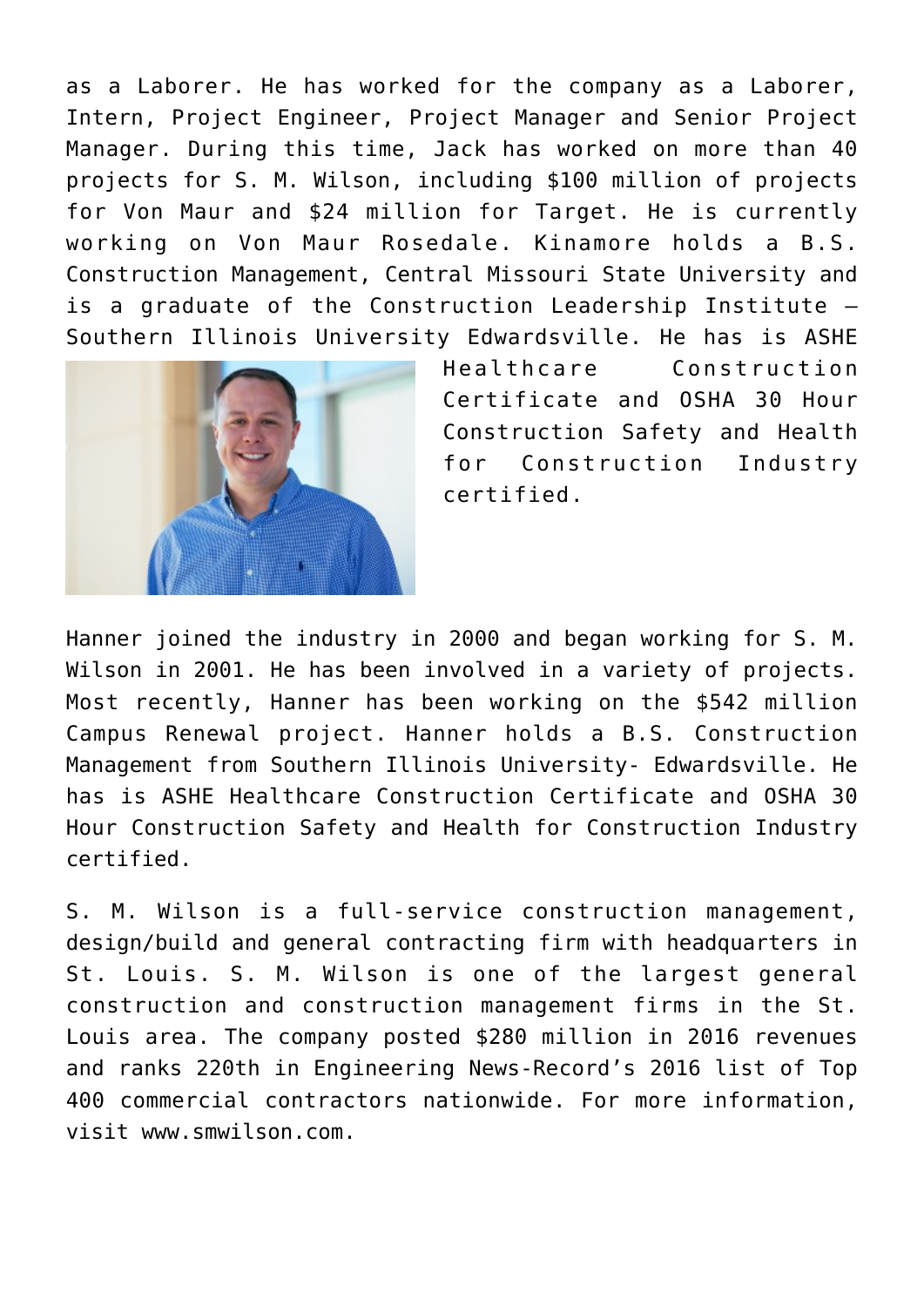as a Laborer. He has worked for the company as a Laborer, Intern, Project Engineer, Project Manager and Senior Project Manager. During this time, Jack has worked on more than 40 projects for S. M. Wilson, including $100 million of projects for Von Maur and $24 million for Target. He is currently working on Von Maur Rosedale. Kinamore holds a B.S. Construction Management, Central Missouri State University and is a graduate of the Construction Leadership Institute – Southern Illinois University Edwardsville. He has is ASHE Healthcare Construction Certificate and OSHA 30 Hour Construction Safety and Health for Construction Industry certified.

Hanner joined the industry in 2000 and began working for S. M. Wilson in 2001. He has been involved in a variety of projects. Most recently, Hanner has been working on the $542 million Campus Renewal project. Hanner holds a B.S. Construction Management from Southern Illinois University- Edwardsville. He has is ASHE Healthcare Construction Certificate and OSHA 30 Hour Construction Safety and Health for Construction Industry certified.

S. M. Wilson is a full-service construction management, design/build and general contracting firm with headquarters in St. Louis. S. M. Wilson is one of the largest general construction and construction management firms in the St. Louis area. The company posted $280 million in 2016 revenues and ranks 220th in Engineering News-Record's 2016 list of Top 400 commercial contractors nationwide. For more information, visit www.smwilson.com.